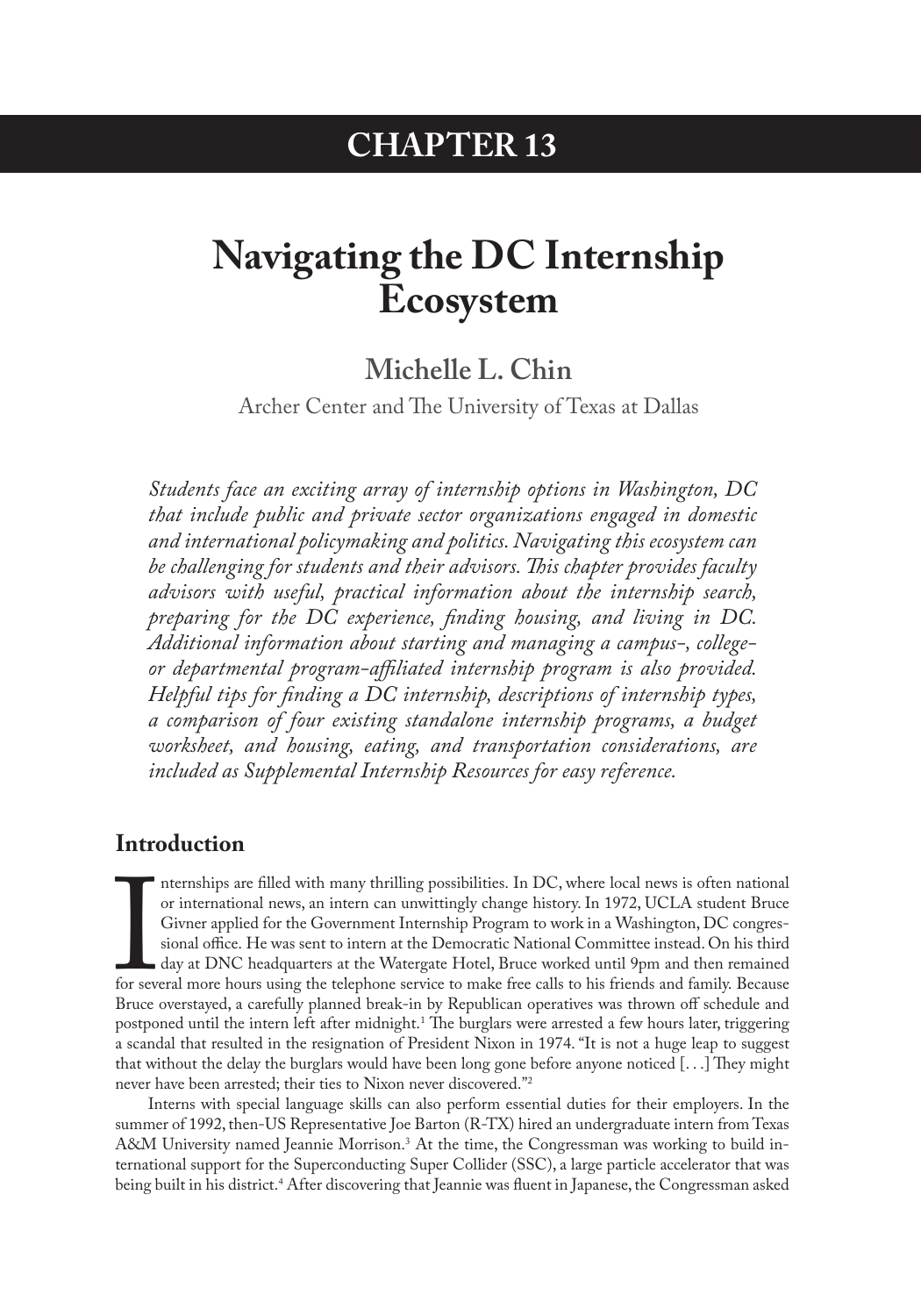# CHAPTER 13

# Navigating the DC Internship Ecosystem

## Michelle L. Chin

Archer Center and The University of Texas at Dallas

*Students face an exciting array of internship options in Washington, DC that include public and private sector organizations engaged in domestic and international policymaking and politics. Navigating this ecosystem can be challenging for students and their advisors. This chapter provides faculty advisors with useful, practical information about the internship search, preparing for the DC experience, finding housing, and living in DC. Additional information about starting and managing a campus-, college- or departmental program-affiliated internship program is also provided. Helpful tips for finding a DC internship, descriptions of internship types, a comparison of four existing standalone internship programs, a budget worksheet, and housing, eating, and transportation considerations, are included as Supplemental Internship Resources for easy reference.*

### Introduction

Internships are filled with many thrilling possibilities. In DC, where local news is often national or international news, an intern can unwittingly change history. In 1972, UCLA student Bruce Givner applied for the Government Internship Program to work in a Washington, DC congressional office. He was sent to intern at the Democratic National Committee instead. On his third day at DNC headquarters at the Watergate Hotel, Bruce worked until 9pm and then remained for several more hours using the telephone service to make free calls to his friends and family. Because Bruce overstayed, a carefully planned break-in by Republican operatives was thrown off schedule and postponed until the intern left after midnight.[1] The burglars were arrested a few hours later, triggering a scandal that resulted in the resignation of President Nixon in 1974. "It is not a huge leap to suggest that without the delay the burglars would have been long gone before anyone noticed [. . .] They might never have been arrested; their ties to Nixon never discovered."[2]

Interns with special language skills can also perform essential duties for their employers. In the summer of 1992, then-US Representative Joe Barton (R-TX) hired an undergraduate intern from Texas A&M University named Jeannie Morrison.[3] At the time, the Congressman was working to build international support for the Superconducting Super Collider (SSC), a large particle accelerator that was being built in his district.[4] After discovering that Jeannie was fluent in Japanese, the Congressman asked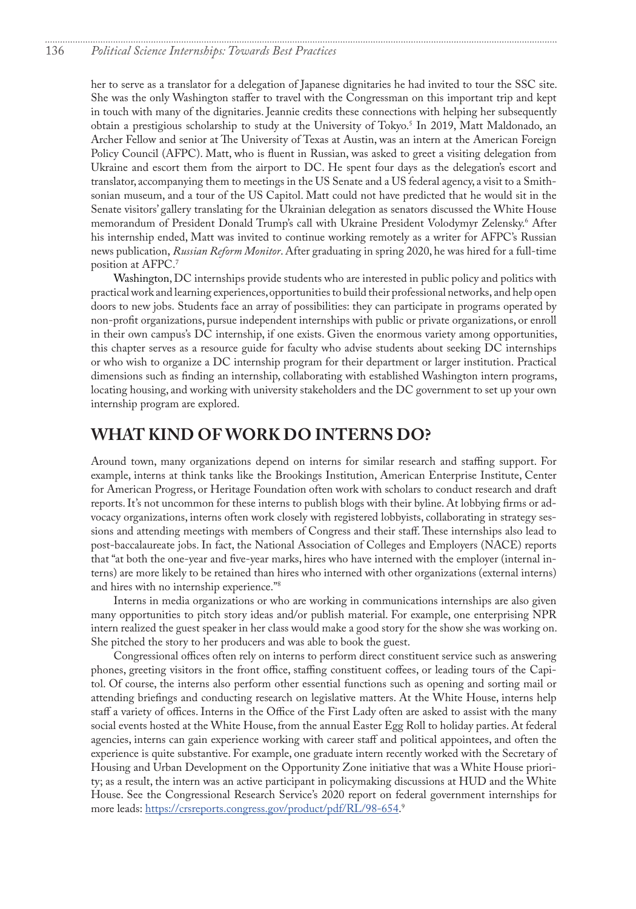her to serve as a translator for a delegation of Japanese dignitaries he had invited to tour the SSC site. She was the only Washington staffer to travel with the Congressman on this important trip and kept in touch with many of the dignitaries. Jeannie credits these connections with helping her subsequently obtain a prestigious scholarship to study at the University of Tokyo.[5] In 2019, Matt Maldonado, an Archer Fellow and senior at The University of Texas at Austin, was an intern at the American Foreign Policy Council (AFPC). Matt, who is fluent in Russian, was asked to greet a visiting delegation from Ukraine and escort them from the airport to DC. He spent four days as the delegation's escort and translator, accompanying them to meetings in the US Senate and a US federal agency, a visit to a Smithsonian museum, and a tour of the US Capitol. Matt could not have predicted that he would sit in the Senate visitors' gallery translating for the Ukrainian delegation as senators discussed the White House memorandum of President Donald Trump's call with Ukraine President Volodymyr Zelensky.[6] After his internship ended, Matt was invited to continue working remotely as a writer for AFPC's Russian news publication, *Russian Reform Monitor*. After graduating in spring 2020, he was hired for a full-time position at AFPC.[7]

Washington, DC internships provide students who are interested in public policy and politics with practical work and learning experiences, opportunities to build their professional networks, and help open doors to new jobs. Students face an array of possibilities: they can participate in programs operated by non-profit organizations, pursue independent internships with public or private organizations, or enroll in their own campus's DC internship, if one exists. Given the enormous variety among opportunities, this chapter serves as a resource guide for faculty who advise students about seeking DC internships or who wish to organize a DC internship program for their department or larger institution. Practical dimensions such as finding an internship, collaborating with established Washington intern programs, locating housing, and working with university stakeholders and the DC government to set up your own internship program are explored.

## WHAT KIND OF WORK DO INTERNS DO?

Around town, many organizations depend on interns for similar research and staffing support. For example, interns at think tanks like the Brookings Institution, American Enterprise Institute, Center for American Progress, or Heritage Foundation often work with scholars to conduct research and draft reports. It's not uncommon for these interns to publish blogs with their byline. At lobbying firms or advocacy organizations, interns often work closely with registered lobbyists, collaborating in strategy sessions and attending meetings with members of Congress and their staff. These internships also lead to post-baccalaureate jobs. In fact, the National Association of Colleges and Employers (NACE) reports that "at both the one-year and five-year marks, hires who have interned with the employer (internal interns) are more likely to be retained than hires who interned with other organizations (external interns) and hires with no internship experience."[8]

Interns in media organizations or who are working in communications internships are also given many opportunities to pitch story ideas and/or publish material. For example, one enterprising NPR intern realized the guest speaker in her class would make a good story for the show she was working on. She pitched the story to her producers and was able to book the guest.

Congressional offices often rely on interns to perform direct constituent service such as answering phones, greeting visitors in the front office, staffing constituent coffees, or leading tours of the Capitol. Of course, the interns also perform other essential functions such as opening and sorting mail or attending briefings and conducting research on legislative matters. At the White House, interns help staff a variety of offices. Interns in the Office of the First Lady often are asked to assist with the many social events hosted at the White House, from the annual Easter Egg Roll to holiday parties. At federal agencies, interns can gain experience working with career staff and political appointees, and often the experience is quite substantive. For example, one graduate intern recently worked with the Secretary of Housing and Urban Development on the Opportunity Zone initiative that was a White House priority; as a result, the intern was an active participant in policymaking discussions at HUD and the White House. See the Congressional Research Service's 2020 report on federal government internships for more leads: https://crsreports.congress.gov/product/pdf/RL/98-654.[9]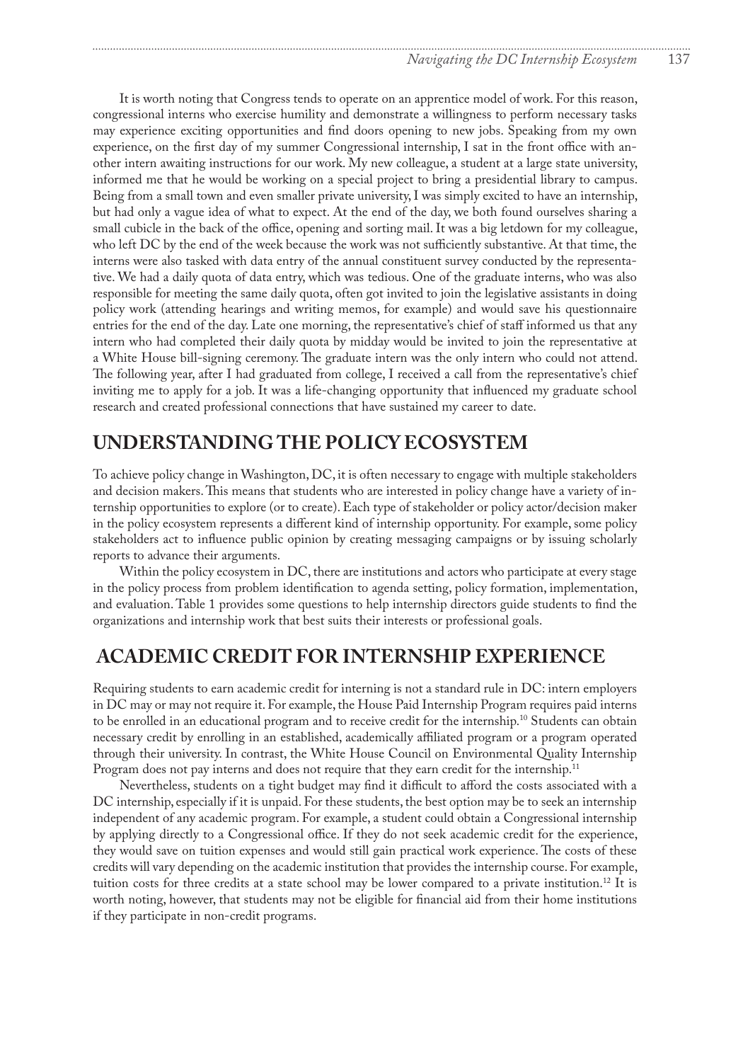It is worth noting that Congress tends to operate on an apprentice model of work. For this reason, congressional interns who exercise humility and demonstrate a willingness to perform necessary tasks may experience exciting opportunities and find doors opening to new jobs. Speaking from my own experience, on the first day of my summer Congressional internship, I sat in the front office with another intern awaiting instructions for our work. My new colleague, a student at a large state university, informed me that he would be working on a special project to bring a presidential library to campus. Being from a small town and even smaller private university, I was simply excited to have an internship, but had only a vague idea of what to expect. At the end of the day, we both found ourselves sharing a small cubicle in the back of the office, opening and sorting mail. It was a big letdown for my colleague, who left DC by the end of the week because the work was not sufficiently substantive. At that time, the interns were also tasked with data entry of the annual constituent survey conducted by the representative. We had a daily quota of data entry, which was tedious. One of the graduate interns, who was also responsible for meeting the same daily quota, often got invited to join the legislative assistants in doing policy work (attending hearings and writing memos, for example) and would save his questionnaire entries for the end of the day. Late one morning, the representative's chief of staff informed us that any intern who had completed their daily quota by midday would be invited to join the representative at a White House bill-signing ceremony. The graduate intern was the only intern who could not attend. The following year, after I had graduated from college, I received a call from the representative's chief inviting me to apply for a job. It was a life-changing opportunity that influenced my graduate school research and created professional connections that have sustained my career to date.

## UNDERSTANDING THE POLICY ECOSYSTEM

To achieve policy change in Washington, DC, it is often necessary to engage with multiple stakeholders and decision makers. This means that students who are interested in policy change have a variety of internship opportunities to explore (or to create). Each type of stakeholder or policy actor/decision maker in the policy ecosystem represents a different kind of internship opportunity. For example, some policy stakeholders act to influence public opinion by creating messaging campaigns or by issuing scholarly reports to advance their arguments.

Within the policy ecosystem in DC, there are institutions and actors who participate at every stage in the policy process from problem identification to agenda setting, policy formation, implementation, and evaluation. Table 1 provides some questions to help internship directors guide students to find the organizations and internship work that best suits their interests or professional goals.

## ACADEMIC CREDIT FOR INTERNSHIP EXPERIENCE

Requiring students to earn academic credit for interning is not a standard rule in DC: intern employers in DC may or may not require it. For example, the House Paid Internship Program requires paid interns to be enrolled in an educational program and to receive credit for the internship.[10] Students can obtain necessary credit by enrolling in an established, academically affiliated program or a program operated through their university. In contrast, the White House Council on Environmental Quality Internship Program does not pay interns and does not require that they earn credit for the internship.[11]

Nevertheless, students on a tight budget may find it difficult to afford the costs associated with a DC internship, especially if it is unpaid. For these students, the best option may be to seek an internship independent of any academic program. For example, a student could obtain a Congressional internship by applying directly to a Congressional office. If they do not seek academic credit for the experience, they would save on tuition expenses and would still gain practical work experience. The costs of these credits will vary depending on the academic institution that provides the internship course. For example, tuition costs for three credits at a state school may be lower compared to a private institution.[12] It is worth noting, however, that students may not be eligible for financial aid from their home institutions if they participate in non-credit programs.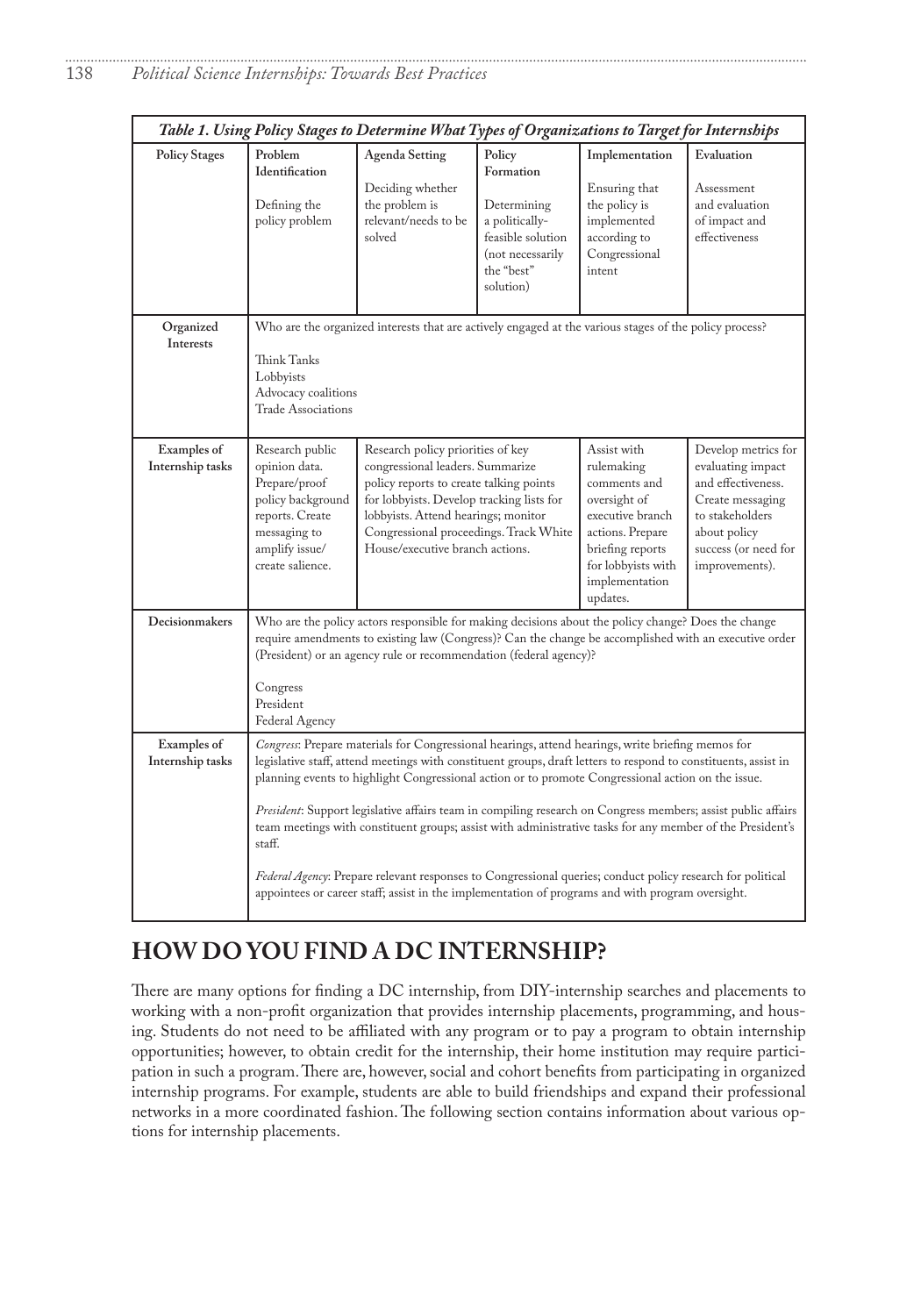**Table 1. Using Policy Stages to Determine What Types of Organizations to Target for Internships**

| Policy Stages | Problem Identification | Agenda Setting | Policy Formation | Implementation | Evaluation |
|---|---|---|---|---|---|
| | Defining the policy problem | Deciding whether the problem is relevant/needs to be solved | Determining a politically-feasible solution (not necessarily the "best" solution) | Ensuring that the policy is implemented according to Congressional intent | Assessment and evaluation of impact and effectiveness |
| **Organized Interests** | Who are the organized interests that are actively engaged at the various stages of the policy process?<br><br>Think Tanks<br>Lobbyists<br>Advocacy coalitions<br>Trade Associations | | | | |
| **Examples of Internship tasks** | Research public opinion data. Prepare/proof policy background reports. Create messaging to amplify issue/ create salience. | Research policy priorities of key congressional leaders. Summarize policy reports to create talking points for lobbyists. Develop tracking lists for lobbyists. Attend hearings; monitor Congressional proceedings. Track White House/executive branch actions. | | Assist with rulemaking comments and oversight of executive branch actions. Prepare briefing reports for lobbyists with implementation updates. | Develop metrics for evaluating impact and effectiveness. Create messaging to stakeholders about policy success (or need for improvements). |
| **Decisionmakers** | Who are the policy actors responsible for making decisions about the policy change? Does the change require amendments to existing law (Congress)? Can the change be accomplished with an executive order (President) or an agency rule or recommendation (federal agency)?<br><br>Congress<br>President<br>Federal Agency | | | | |
| **Examples of Internship tasks** | *Congress*: Prepare materials for Congressional hearings, attend hearings, write briefing memos for legislative staff, attend meetings with constituent groups, draft letters to respond to constituents, assist in planning events to highlight Congressional action or to promote Congressional action on the issue.<br><br>*President*: Support legislative affairs team in compiling research on Congress members; assist public affairs team meetings with constituent groups; assist with administrative tasks for any member of the President's staff.<br><br>*Federal Agency*: Prepare relevant responses to Congressional queries; conduct policy research for political appointees or career staff; assist in the implementation of programs and with program oversight. | | | | |

## HOW DO YOU FIND A DC INTERNSHIP?

There are many options for finding a DC internship, from DIY-internship searches and placements to working with a non-profit organization that provides internship placements, programming, and housing. Students do not need to be affiliated with any program or to pay a program to obtain internship opportunities; however, to obtain credit for the internship, their home institution may require participation in such a program. There are, however, social and cohort benefits from participating in organized internship programs. For example, students are able to build friendships and expand their professional networks in a more coordinated fashion. The following section contains information about various options for internship placements.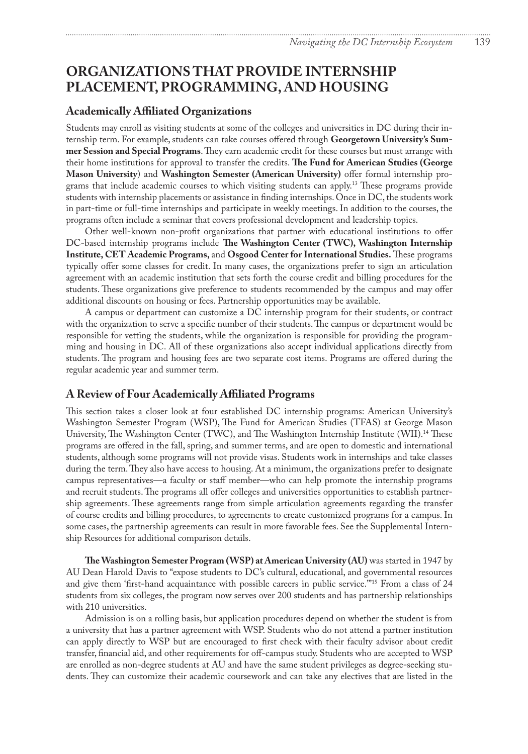## ORGANIZATIONS THAT PROVIDE INTERNSHIP PLACEMENT, PROGRAMMING, AND HOUSING

### Academically Affiliated Organizations

Students may enroll as visiting students at some of the colleges and universities in DC during their internship term. For example, students can take courses offered through **Georgetown University's Summer Session and Special Programs**. They earn academic credit for these courses but must arrange with their home institutions for approval to transfer the credits. **The Fund for American Studies (George Mason University**) and **Washington Semester (American University)** offer formal internship programs that include academic courses to which visiting students can apply.[13] These programs provide students with internship placements or assistance in finding internships. Once in DC, the students work in part-time or full-time internships and participate in weekly meetings. In addition to the courses, the programs often include a seminar that covers professional development and leadership topics.

Other well-known non-profit organizations that partner with educational institutions to offer DC-based internship programs include **The Washington Center (TWC), Washington Internship Institute, CET Academic Programs,** and **Osgood Center for International Studies.** These programs typically offer some classes for credit. In many cases, the organizations prefer to sign an articulation agreement with an academic institution that sets forth the course credit and billing procedures for the students. These organizations give preference to students recommended by the campus and may offer additional discounts on housing or fees. Partnership opportunities may be available.

A campus or department can customize a DC internship program for their students, or contract with the organization to serve a specific number of their students. The campus or department would be responsible for vetting the students, while the organization is responsible for providing the programming and housing in DC. All of these organizations also accept individual applications directly from students. The program and housing fees are two separate cost items. Programs are offered during the regular academic year and summer term.

### A Review of Four Academically Affiliated Programs

This section takes a closer look at four established DC internship programs: American University's Washington Semester Program (WSP), The Fund for American Studies (TFAS) at George Mason University, The Washington Center (TWC), and The Washington Internship Institute (WII).[14] These programs are offered in the fall, spring, and summer terms, and are open to domestic and international students, although some programs will not provide visas. Students work in internships and take classes during the term. They also have access to housing. At a minimum, the organizations prefer to designate campus representatives—a faculty or staff member—who can help promote the internship programs and recruit students. The programs all offer colleges and universities opportunities to establish partnership agreements. These agreements range from simple articulation agreements regarding the transfer of course credits and billing procedures, to agreements to create customized programs for a campus. In some cases, the partnership agreements can result in more favorable fees. See the Supplemental Internship Resources for additional comparison details.

**The Washington Semester Program (WSP) at American University (AU)** was started in 1947 by AU Dean Harold Davis to "expose students to DC's cultural, educational, and governmental resources and give them 'first-hand acquaintance with possible careers in public service.'"[15] From a class of 24 students from six colleges, the program now serves over 200 students and has partnership relationships with 210 universities.

Admission is on a rolling basis, but application procedures depend on whether the student is from a university that has a partner agreement with WSP. Students who do not attend a partner institution can apply directly to WSP but are encouraged to first check with their faculty advisor about credit transfer, financial aid, and other requirements for off-campus study. Students who are accepted to WSP are enrolled as non-degree students at AU and have the same student privileges as degree-seeking students. They can customize their academic coursework and can take any electives that are listed in the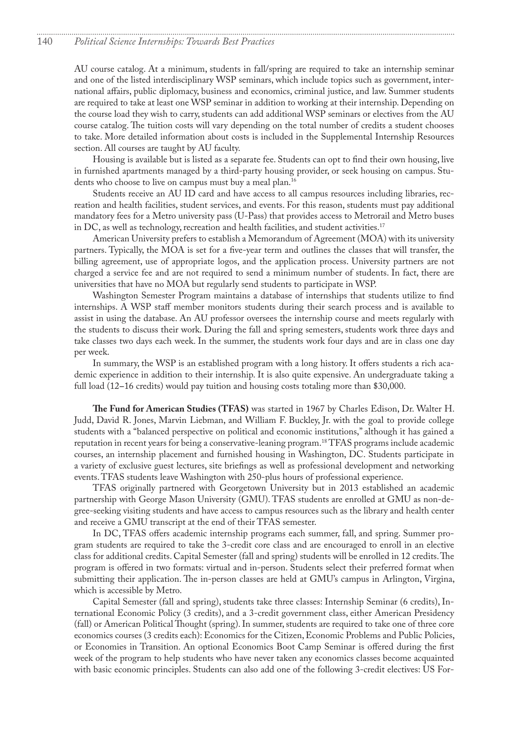AU course catalog. At a minimum, students in fall/spring are required to take an internship seminar and one of the listed interdisciplinary WSP seminars, which include topics such as government, international affairs, public diplomacy, business and economics, criminal justice, and law. Summer students are required to take at least one WSP seminar in addition to working at their internship. Depending on the course load they wish to carry, students can add additional WSP seminars or electives from the AU course catalog. The tuition costs will vary depending on the total number of credits a student chooses to take. More detailed information about costs is included in the Supplemental Internship Resources section. All courses are taught by AU faculty.

Housing is available but is listed as a separate fee. Students can opt to find their own housing, live in furnished apartments managed by a third-party housing provider, or seek housing on campus. Students who choose to live on campus must buy a meal plan.[16]

Students receive an AU ID card and have access to all campus resources including libraries, recreation and health facilities, student services, and events. For this reason, students must pay additional mandatory fees for a Metro university pass (U-Pass) that provides access to Metrorail and Metro buses in DC, as well as technology, recreation and health facilities, and student activities.[17]

American University prefers to establish a Memorandum of Agreement (MOA) with its university partners. Typically, the MOA is set for a five-year term and outlines the classes that will transfer, the billing agreement, use of appropriate logos, and the application process. University partners are not charged a service fee and are not required to send a minimum number of students. In fact, there are universities that have no MOA but regularly send students to participate in WSP.

Washington Semester Program maintains a database of internships that students utilize to find internships. A WSP staff member monitors students during their search process and is available to assist in using the database. An AU professor oversees the internship course and meets regularly with the students to discuss their work. During the fall and spring semesters, students work three days and take classes two days each week. In the summer, the students work four days and are in class one day per week.

In summary, the WSP is an established program with a long history. It offers students a rich academic experience in addition to their internship. It is also quite expensive. An undergraduate taking a full load (12–16 credits) would pay tuition and housing costs totaling more than $30,000.

**The Fund for American Studies (TFAS)** was started in 1967 by Charles Edison, Dr. Walter H. Judd, David R. Jones, Marvin Liebman, and William F. Buckley, Jr. with the goal to provide college students with a "balanced perspective on political and economic institutions," although it has gained a reputation in recent years for being a conservative-leaning program.[18] TFAS programs include academic courses, an internship placement and furnished housing in Washington, DC. Students participate in a variety of exclusive guest lectures, site briefings as well as professional development and networking events. TFAS students leave Washington with 250-plus hours of professional experience.

TFAS originally partnered with Georgetown University but in 2013 established an academic partnership with George Mason University (GMU). TFAS students are enrolled at GMU as non-degree-seeking visiting students and have access to campus resources such as the library and health center and receive a GMU transcript at the end of their TFAS semester.

In DC, TFAS offers academic internship programs each summer, fall, and spring. Summer program students are required to take the 3-credit core class and are encouraged to enroll in an elective class for additional credits. Capital Semester (fall and spring) students will be enrolled in 12 credits. The program is offered in two formats: virtual and in-person. Students select their preferred format when submitting their application. The in-person classes are held at GMU's campus in Arlington, Virgina, which is accessible by Metro.

Capital Semester (fall and spring), students take three classes: Internship Seminar (6 credits), International Economic Policy (3 credits), and a 3-credit government class, either American Presidency (fall) or American Political Thought (spring). In summer, students are required to take one of three core economics courses (3 credits each): Economics for the Citizen, Economic Problems and Public Policies, or Economies in Transition. An optional Economics Boot Camp Seminar is offered during the first week of the program to help students who have never taken any economics classes become acquainted with basic economic principles. Students can also add one of the following 3-credit electives: US For-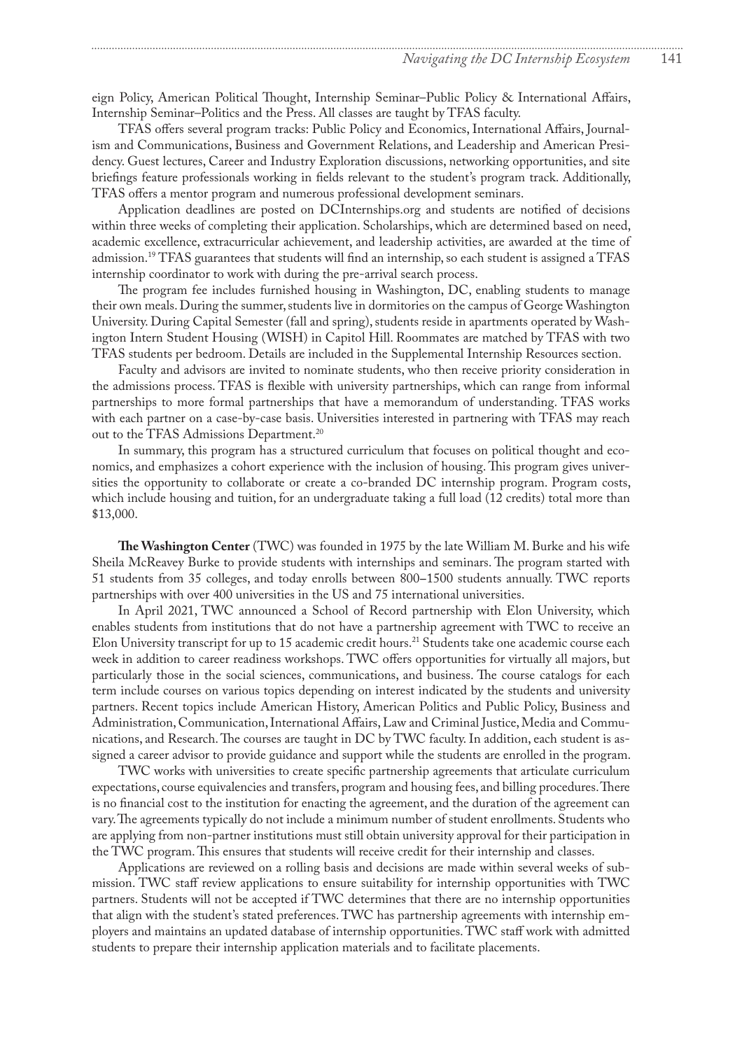eign Policy, American Political Thought, Internship Seminar–Public Policy & International Affairs, Internship Seminar–Politics and the Press. All classes are taught by TFAS faculty.

TFAS offers several program tracks: Public Policy and Economics, International Affairs, Journalism and Communications, Business and Government Relations, and Leadership and American Presidency. Guest lectures, Career and Industry Exploration discussions, networking opportunities, and site briefings feature professionals working in fields relevant to the student's program track. Additionally, TFAS offers a mentor program and numerous professional development seminars.

Application deadlines are posted on DCInternships.org and students are notified of decisions within three weeks of completing their application. Scholarships, which are determined based on need, academic excellence, extracurricular achievement, and leadership activities, are awarded at the time of admission.[19] TFAS guarantees that students will find an internship, so each student is assigned a TFAS internship coordinator to work with during the pre-arrival search process.

The program fee includes furnished housing in Washington, DC, enabling students to manage their own meals. During the summer, students live in dormitories on the campus of George Washington University. During Capital Semester (fall and spring), students reside in apartments operated by Washington Intern Student Housing (WISH) in Capitol Hill. Roommates are matched by TFAS with two TFAS students per bedroom. Details are included in the Supplemental Internship Resources section.

Faculty and advisors are invited to nominate students, who then receive priority consideration in the admissions process. TFAS is flexible with university partnerships, which can range from informal partnerships to more formal partnerships that have a memorandum of understanding. TFAS works with each partner on a case-by-case basis. Universities interested in partnering with TFAS may reach out to the TFAS Admissions Department.[20]

In summary, this program has a structured curriculum that focuses on political thought and economics, and emphasizes a cohort experience with the inclusion of housing. This program gives universities the opportunity to collaborate or create a co-branded DC internship program. Program costs, which include housing and tuition, for an undergraduate taking a full load (12 credits) total more than $13,000.

**The Washington Center** (TWC) was founded in 1975 by the late William M. Burke and his wife Sheila McReavey Burke to provide students with internships and seminars. The program started with 51 students from 35 colleges, and today enrolls between 800–1500 students annually. TWC reports partnerships with over 400 universities in the US and 75 international universities.

In April 2021, TWC announced a School of Record partnership with Elon University, which enables students from institutions that do not have a partnership agreement with TWC to receive an Elon University transcript for up to 15 academic credit hours.[21] Students take one academic course each week in addition to career readiness workshops. TWC offers opportunities for virtually all majors, but particularly those in the social sciences, communications, and business. The course catalogs for each term include courses on various topics depending on interest indicated by the students and university partners. Recent topics include American History, American Politics and Public Policy, Business and Administration, Communication, International Affairs, Law and Criminal Justice, Media and Communications, and Research. The courses are taught in DC by TWC faculty. In addition, each student is assigned a career advisor to provide guidance and support while the students are enrolled in the program.

TWC works with universities to create specific partnership agreements that articulate curriculum expectations, course equivalencies and transfers, program and housing fees, and billing procedures. There is no financial cost to the institution for enacting the agreement, and the duration of the agreement can vary. The agreements typically do not include a minimum number of student enrollments. Students who are applying from non-partner institutions must still obtain university approval for their participation in the TWC program. This ensures that students will receive credit for their internship and classes.

Applications are reviewed on a rolling basis and decisions are made within several weeks of submission. TWC staff review applications to ensure suitability for internship opportunities with TWC partners. Students will not be accepted if TWC determines that there are no internship opportunities that align with the student's stated preferences. TWC has partnership agreements with internship employers and maintains an updated database of internship opportunities. TWC staff work with admitted students to prepare their internship application materials and to facilitate placements.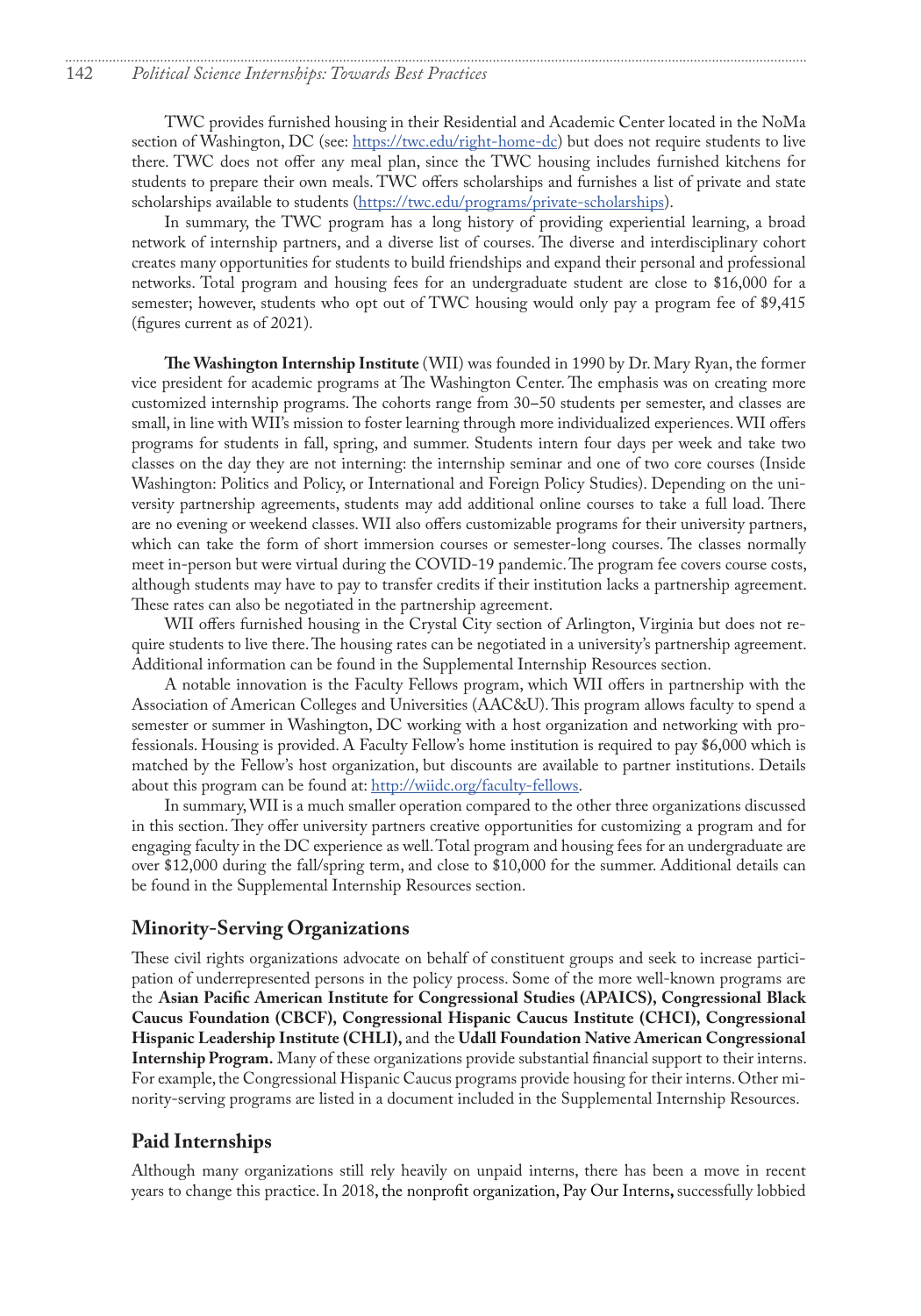TWC provides furnished housing in their Residential and Academic Center located in the NoMa section of Washington, DC (see: https://twc.edu/right-home-dc) but does not require students to live there. TWC does not offer any meal plan, since the TWC housing includes furnished kitchens for students to prepare their own meals. TWC offers scholarships and furnishes a list of private and state scholarships available to students (https://twc.edu/programs/private-scholarships).

In summary, the TWC program has a long history of providing experiential learning, a broad network of internship partners, and a diverse list of courses. The diverse and interdisciplinary cohort creates many opportunities for students to build friendships and expand their personal and professional networks. Total program and housing fees for an undergraduate student are close to $16,000 for a semester; however, students who opt out of TWC housing would only pay a program fee of $9,415 (figures current as of 2021).

**The Washington Internship Institute** (WII) was founded in 1990 by Dr. Mary Ryan, the former vice president for academic programs at The Washington Center. The emphasis was on creating more customized internship programs. The cohorts range from 30–50 students per semester, and classes are small, in line with WII's mission to foster learning through more individualized experiences. WII offers programs for students in fall, spring, and summer. Students intern four days per week and take two classes on the day they are not interning: the internship seminar and one of two core courses (Inside Washington: Politics and Policy, or International and Foreign Policy Studies). Depending on the university partnership agreements, students may add additional online courses to take a full load. There are no evening or weekend classes. WII also offers customizable programs for their university partners, which can take the form of short immersion courses or semester-long courses. The classes normally meet in-person but were virtual during the COVID-19 pandemic. The program fee covers course costs, although students may have to pay to transfer credits if their institution lacks a partnership agreement. These rates can also be negotiated in the partnership agreement.

WII offers furnished housing in the Crystal City section of Arlington, Virginia but does not require students to live there. The housing rates can be negotiated in a university's partnership agreement. Additional information can be found in the Supplemental Internship Resources section.

A notable innovation is the Faculty Fellows program, which WII offers in partnership with the Association of American Colleges and Universities (AAC&U). This program allows faculty to spend a semester or summer in Washington, DC working with a host organization and networking with professionals. Housing is provided. A Faculty Fellow's home institution is required to pay $6,000 which is matched by the Fellow's host organization, but discounts are available to partner institutions. Details about this program can be found at: http://wiidc.org/faculty-fellows.

In summary, WII is a much smaller operation compared to the other three organizations discussed in this section. They offer university partners creative opportunities for customizing a program and for engaging faculty in the DC experience as well. Total program and housing fees for an undergraduate are over $12,000 during the fall/spring term, and close to $10,000 for the summer. Additional details can be found in the Supplemental Internship Resources section.

## Minority-Serving Organizations

These civil rights organizations advocate on behalf of constituent groups and seek to increase participation of underrepresented persons in the policy process. Some of the more well-known programs are the **Asian Pacific American Institute for Congressional Studies (APAICS), Congressional Black Caucus Foundation (CBCF), Congressional Hispanic Caucus Institute (CHCI), Congressional Hispanic Leadership Institute (CHLI),** and the **Udall Foundation Native American Congressional Internship Program.** Many of these organizations provide substantial financial support to their interns. For example, the Congressional Hispanic Caucus programs provide housing for their interns. Other minority-serving programs are listed in a document included in the Supplemental Internship Resources.

## Paid Internships

Although many organizations still rely heavily on unpaid interns, there has been a move in recent years to change this practice. In 2018, the nonprofit organization, Pay Our Interns, successfully lobbied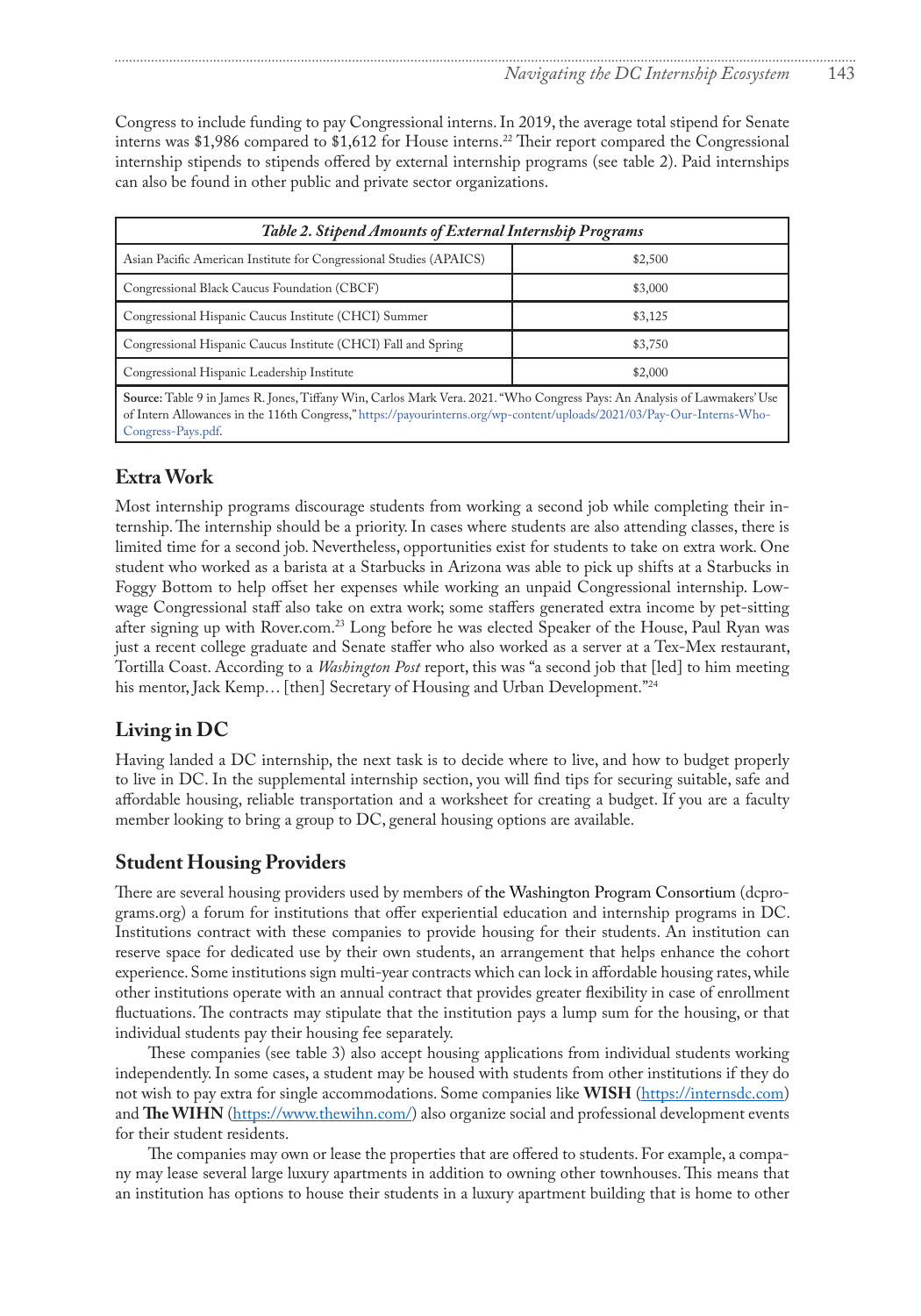Congress to include funding to pay Congressional interns. In 2019, the average total stipend for Senate interns was $1,986 compared to $1,612 for House interns.[22] Their report compared the Congressional internship stipends to stipends offered by external internship programs (see table 2). Paid internships can also be found in other public and private sector organizations.

| *Table 2. Stipend Amounts of External Internship Programs* | |
|---|---|
| Asian Pacific American Institute for Congressional Studies (APAICS) | $2,500 |
| Congressional Black Caucus Foundation (CBCF) | $3,000 |
| Congressional Hispanic Caucus Institute (CHCI) Summer | $3,125 |
| Congressional Hispanic Caucus Institute (CHCI) Fall and Spring | $3,750 |
| Congressional Hispanic Leadership Institute | $2,000 |

**Source:** Table 9 in James R. Jones, Tiffany Win, Carlos Mark Vera. 2021. "Who Congress Pays: An Analysis of Lawmakers' Use of Intern Allowances in the 116th Congress," https://payourinterns.org/wp-content/uploads/2021/03/Pay-Our-Interns-Who-Congress-Pays.pdf.

## Extra Work

Most internship programs discourage students from working a second job while completing their internship. The internship should be a priority. In cases where students are also attending classes, there is limited time for a second job. Nevertheless, opportunities exist for students to take on extra work. One student who worked as a barista at a Starbucks in Arizona was able to pick up shifts at a Starbucks in Foggy Bottom to help offset her expenses while working an unpaid Congressional internship. Low-wage Congressional staff also take on extra work; some staffers generated extra income by pet-sitting after signing up with Rover.com.[23] Long before he was elected Speaker of the House, Paul Ryan was just a recent college graduate and Senate staffer who also worked as a server at a Tex-Mex restaurant, Tortilla Coast. According to a *Washington Post* report, this was "a second job that [led] to him meeting his mentor, Jack Kemp… [then] Secretary of Housing and Urban Development."[24]

## Living in DC

Having landed a DC internship, the next task is to decide where to live, and how to budget properly to live in DC. In the supplemental internship section, you will find tips for securing suitable, safe and affordable housing, reliable transportation and a worksheet for creating a budget. If you are a faculty member looking to bring a group to DC, general housing options are available.

## Student Housing Providers

There are several housing providers used by members of the Washington Program Consortium (dcprograms.org) a forum for institutions that offer experiential education and internship programs in DC. Institutions contract with these companies to provide housing for their students. An institution can reserve space for dedicated use by their own students, an arrangement that helps enhance the cohort experience. Some institutions sign multi-year contracts which can lock in affordable housing rates, while other institutions operate with an annual contract that provides greater flexibility in case of enrollment fluctuations. The contracts may stipulate that the institution pays a lump sum for the housing, or that individual students pay their housing fee separately.

These companies (see table 3) also accept housing applications from individual students working independently. In some cases, a student may be housed with students from other institutions if they do not wish to pay extra for single accommodations. Some companies like **WISH** (https://internsdc.com) and **The WIHN** (https://www.thewihn.com/) also organize social and professional development events for their student residents.

The companies may own or lease the properties that are offered to students. For example, a company may lease several large luxury apartments in addition to owning other townhouses. This means that an institution has options to house their students in a luxury apartment building that is home to other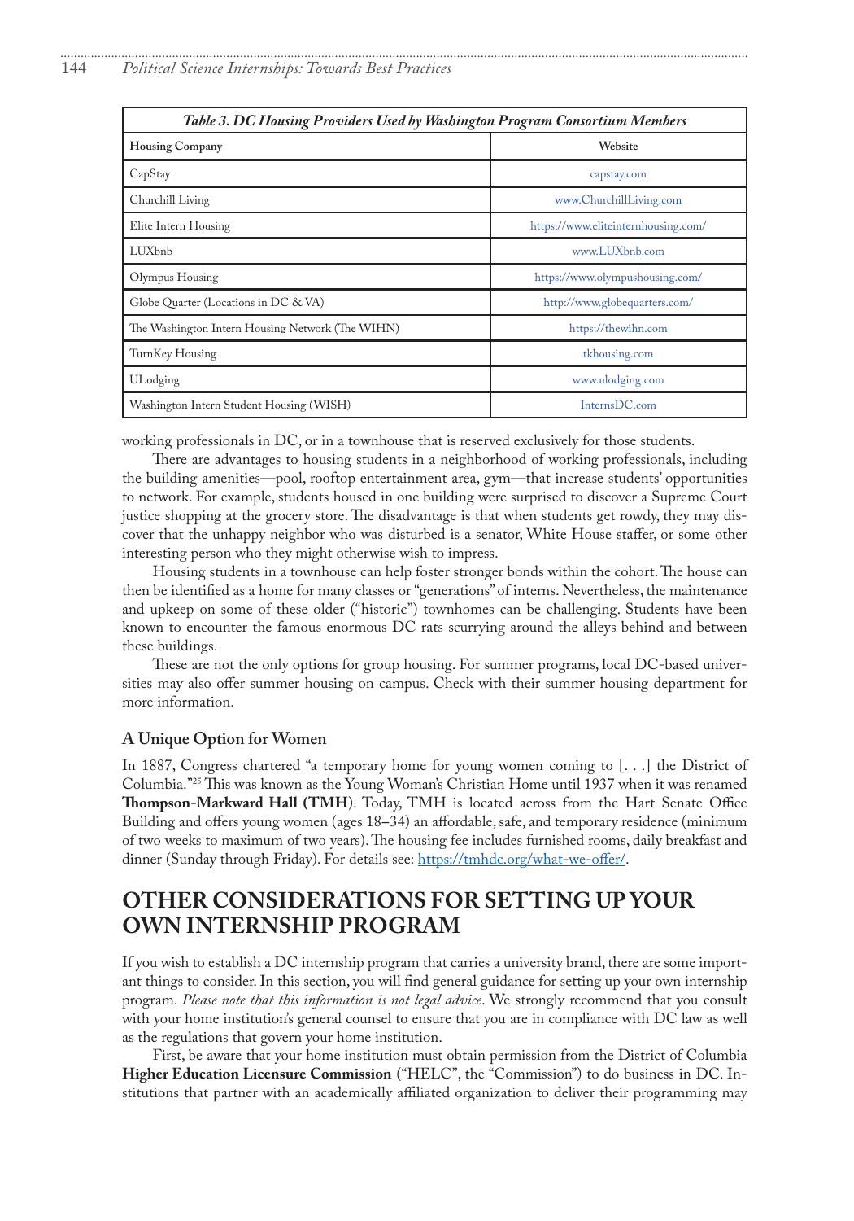| *Table 3. DC Housing Providers Used by Washington Program Consortium Members* | |
|---|---|
| **Housing Company** | **Website** |
| CapStay | capstay.com |
| Churchill Living | www.ChurchillLiving.com |
| Elite Intern Housing | https://www.eliteinternhousing.com/ |
| LUXbnb | www.LUXbnb.com |
| Olympus Housing | https://www.olympushousing.com/ |
| Globe Quarter (Locations in DC & VA) | http://www.globequarters.com/ |
| The Washington Intern Housing Network (The WIHN) | https://thewihn.com |
| TurnKey Housing | tkhousing.com |
| ULodging | www.ulodging.com |
| Washington Intern Student Housing (WISH) | InternsDC.com |

working professionals in DC, or in a townhouse that is reserved exclusively for those students.

There are advantages to housing students in a neighborhood of working professionals, including the building amenities—pool, rooftop entertainment area, gym—that increase students' opportunities to network. For example, students housed in one building were surprised to discover a Supreme Court justice shopping at the grocery store. The disadvantage is that when students get rowdy, they may discover that the unhappy neighbor who was disturbed is a senator, White House staffer, or some other interesting person who they might otherwise wish to impress.

Housing students in a townhouse can help foster stronger bonds within the cohort. The house can then be identified as a home for many classes or "generations" of interns. Nevertheless, the maintenance and upkeep on some of these older ("historic") townhomes can be challenging. Students have been known to encounter the famous enormous DC rats scurrying around the alleys behind and between these buildings.

These are not the only options for group housing. For summer programs, local DC-based universities may also offer summer housing on campus. Check with their summer housing department for more information.

### A Unique Option for Women

In 1887, Congress chartered "a temporary home for young women coming to [. . .] the District of Columbia."[25] This was known as the Young Woman's Christian Home until 1937 when it was renamed **Thompson-Markward Hall (TMH)**. Today, TMH is located across from the Hart Senate Office Building and offers young women (ages 18–34) an affordable, safe, and temporary residence (minimum of two weeks to maximum of two years). The housing fee includes furnished rooms, daily breakfast and dinner (Sunday through Friday). For details see: https://tmhdc.org/what-we-offer/.

## OTHER CONSIDERATIONS FOR SETTING UP YOUR OWN INTERNSHIP PROGRAM

If you wish to establish a DC internship program that carries a university brand, there are some important things to consider. In this section, you will find general guidance for setting up your own internship program. *Please note that this information is not legal advice*. We strongly recommend that you consult with your home institution's general counsel to ensure that you are in compliance with DC law as well as the regulations that govern your home institution.

First, be aware that your home institution must obtain permission from the District of Columbia **Higher Education Licensure Commission** ("HELC", the "Commission") to do business in DC. Institutions that partner with an academically affiliated organization to deliver their programming may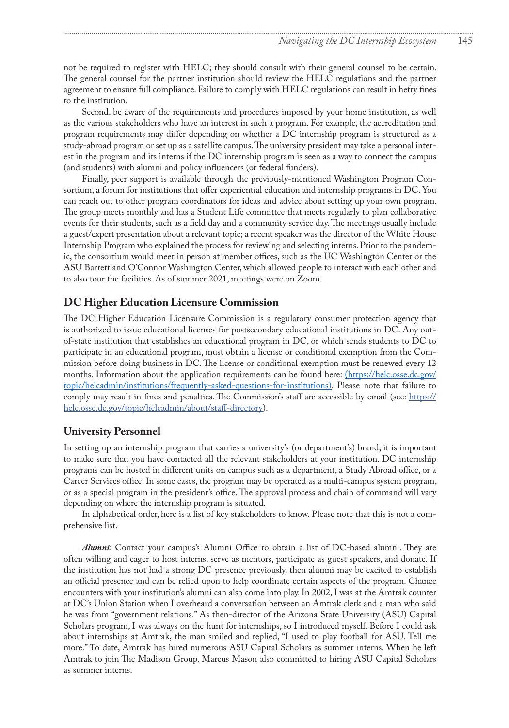not be required to register with HELC; they should consult with their general counsel to be certain. The general counsel for the partner institution should review the HELC regulations and the partner agreement to ensure full compliance. Failure to comply with HELC regulations can result in hefty fines to the institution.

Second, be aware of the requirements and procedures imposed by your home institution, as well as the various stakeholders who have an interest in such a program. For example, the accreditation and program requirements may differ depending on whether a DC internship program is structured as a study-abroad program or set up as a satellite campus. The university president may take a personal interest in the program and its interns if the DC internship program is seen as a way to connect the campus (and students) with alumni and policy influencers (or federal funders).

Finally, peer support is available through the previously-mentioned Washington Program Consortium, a forum for institutions that offer experiential education and internship programs in DC. You can reach out to other program coordinators for ideas and advice about setting up your own program. The group meets monthly and has a Student Life committee that meets regularly to plan collaborative events for their students, such as a field day and a community service day. The meetings usually include a guest/expert presentation about a relevant topic; a recent speaker was the director of the White House Internship Program who explained the process for reviewing and selecting interns. Prior to the pandemic, the consortium would meet in person at member offices, such as the UC Washington Center or the ASU Barrett and O'Connor Washington Center, which allowed people to interact with each other and to also tour the facilities. As of summer 2021, meetings were on Zoom.

## DC Higher Education Licensure Commission

The DC Higher Education Licensure Commission is a regulatory consumer protection agency that is authorized to issue educational licenses for postsecondary educational institutions in DC. Any out-of-state institution that establishes an educational program in DC, or which sends students to DC to participate in an educational program, must obtain a license or conditional exemption from the Commission before doing business in DC. The license or conditional exemption must be renewed every 12 months. Information about the application requirements can be found here: (https://helc.osse.dc.gov/topic/helcadmin/institutions/frequently-asked-questions-for-institutions). Please note that failure to comply may result in fines and penalties. The Commission's staff are accessible by email (see: https://helc.osse.dc.gov/topic/helcadmin/about/staff-directory).

## University Personnel

In setting up an internship program that carries a university's (or department's) brand, it is important to make sure that you have contacted all the relevant stakeholders at your institution. DC internship programs can be hosted in different units on campus such as a department, a Study Abroad office, or a Career Services office. In some cases, the program may be operated as a multi-campus system program, or as a special program in the president's office. The approval process and chain of command will vary depending on where the internship program is situated.

In alphabetical order, here is a list of key stakeholders to know. Please note that this is not a comprehensive list.

***Alumni***: Contact your campus's Alumni Office to obtain a list of DC-based alumni. They are often willing and eager to host interns, serve as mentors, participate as guest speakers, and donate. If the institution has not had a strong DC presence previously, then alumni may be excited to establish an official presence and can be relied upon to help coordinate certain aspects of the program. Chance encounters with your institution's alumni can also come into play. In 2002, I was at the Amtrak counter at DC's Union Station when I overheard a conversation between an Amtrak clerk and a man who said he was from "government relations." As then-director of the Arizona State University (ASU) Capital Scholars program, I was always on the hunt for internships, so I introduced myself. Before I could ask about internships at Amtrak, the man smiled and replied, "I used to play football for ASU. Tell me more." To date, Amtrak has hired numerous ASU Capital Scholars as summer interns. When he left Amtrak to join The Madison Group, Marcus Mason also committed to hiring ASU Capital Scholars as summer interns.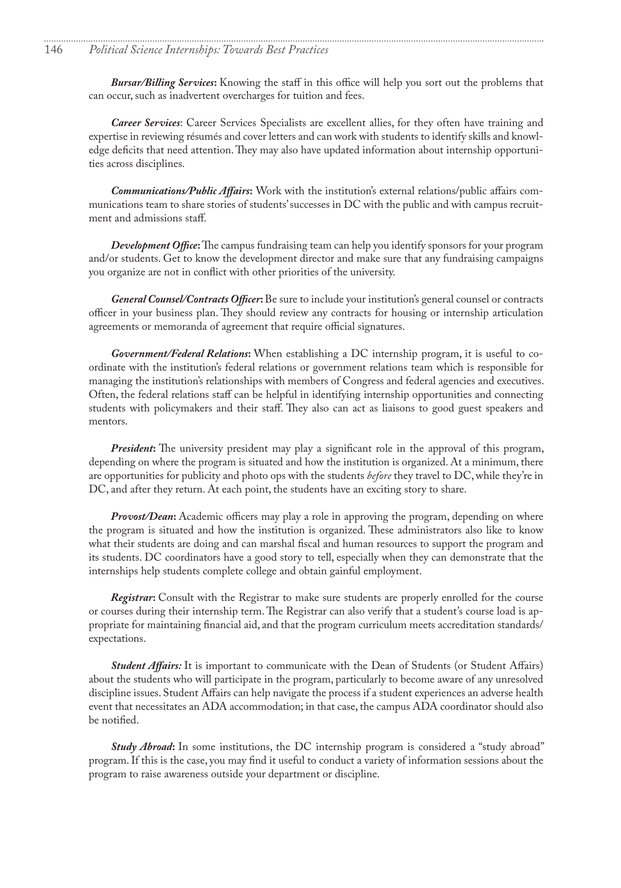***Bursar/Billing Services*****:** Knowing the staff in this office will help you sort out the problems that can occur, such as inadvertent overcharges for tuition and fees.

***Career Services***: Career Services Specialists are excellent allies, for they often have training and expertise in reviewing résumés and cover letters and can work with students to identify skills and knowledge deficits that need attention. They may also have updated information about internship opportunities across disciplines.

***Communications/Public Affairs*****:** Work with the institution's external relations/public affairs communications team to share stories of students' successes in DC with the public and with campus recruitment and admissions staff.

***Development Office*****:** The campus fundraising team can help you identify sponsors for your program and/or students. Get to know the development director and make sure that any fundraising campaigns you organize are not in conflict with other priorities of the university.

***General Counsel/Contracts Officer*****:** Be sure to include your institution's general counsel or contracts officer in your business plan. They should review any contracts for housing or internship articulation agreements or memoranda of agreement that require official signatures.

***Government/Federal Relations*****:** When establishing a DC internship program, it is useful to coordinate with the institution's federal relations or government relations team which is responsible for managing the institution's relationships with members of Congress and federal agencies and executives. Often, the federal relations staff can be helpful in identifying internship opportunities and connecting students with policymakers and their staff. They also can act as liaisons to good guest speakers and mentors.

***President*****:** The university president may play a significant role in the approval of this program, depending on where the program is situated and how the institution is organized. At a minimum, there are opportunities for publicity and photo ops with the students *before* they travel to DC, while they're in DC, and after they return. At each point, the students have an exciting story to share.

***Provost/Dean*****:** Academic officers may play a role in approving the program, depending on where the program is situated and how the institution is organized. These administrators also like to know what their students are doing and can marshal fiscal and human resources to support the program and its students. DC coordinators have a good story to tell, especially when they can demonstrate that the internships help students complete college and obtain gainful employment.

***Registrar*****:** Consult with the Registrar to make sure students are properly enrolled for the course or courses during their internship term. The Registrar can also verify that a student's course load is appropriate for maintaining financial aid, and that the program curriculum meets accreditation standards/expectations.

***Student Affairs:*** It is important to communicate with the Dean of Students (or Student Affairs) about the students who will participate in the program, particularly to become aware of any unresolved discipline issues. Student Affairs can help navigate the process if a student experiences an adverse health event that necessitates an ADA accommodation; in that case, the campus ADA coordinator should also be notified.

***Study Abroad*****:** In some institutions, the DC internship program is considered a "study abroad" program. If this is the case, you may find it useful to conduct a variety of information sessions about the program to raise awareness outside your department or discipline.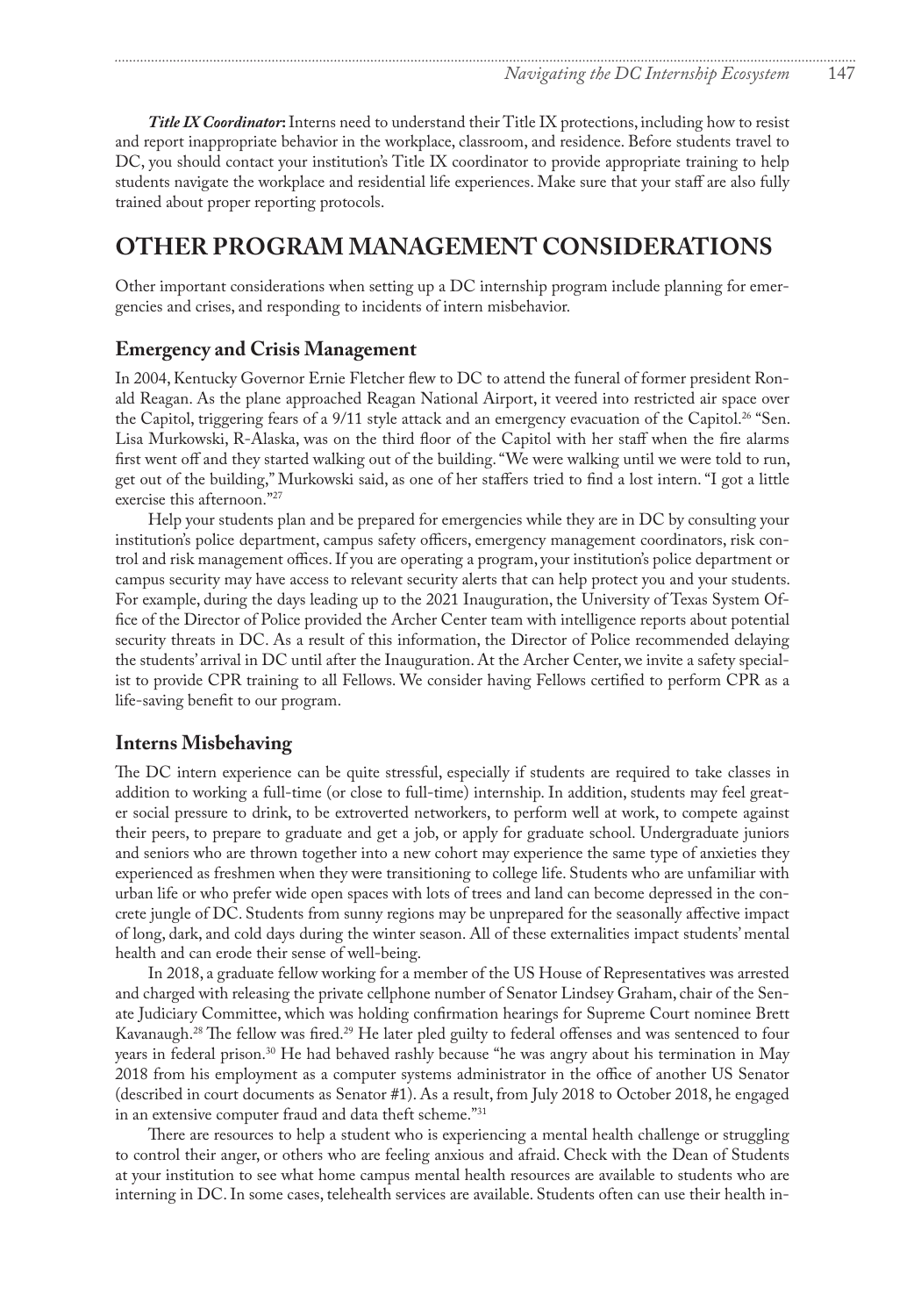***Title IX Coordinator*:** Interns need to understand their Title IX protections, including how to resist and report inappropriate behavior in the workplace, classroom, and residence. Before students travel to DC, you should contact your institution's Title IX coordinator to provide appropriate training to help students navigate the workplace and residential life experiences. Make sure that your staff are also fully trained about proper reporting protocols.

## OTHER PROGRAM MANAGEMENT CONSIDERATIONS

Other important considerations when setting up a DC internship program include planning for emergencies and crises, and responding to incidents of intern misbehavior.

### Emergency and Crisis Management

In 2004, Kentucky Governor Ernie Fletcher flew to DC to attend the funeral of former president Ronald Reagan. As the plane approached Reagan National Airport, it veered into restricted air space over the Capitol, triggering fears of a 9/11 style attack and an emergency evacuation of the Capitol.[26] "Sen. Lisa Murkowski, R-Alaska, was on the third floor of the Capitol with her staff when the fire alarms first went off and they started walking out of the building. "We were walking until we were told to run, get out of the building," Murkowski said, as one of her staffers tried to find a lost intern. "I got a little exercise this afternoon."[27]

Help your students plan and be prepared for emergencies while they are in DC by consulting your institution's police department, campus safety officers, emergency management coordinators, risk control and risk management offices. If you are operating a program, your institution's police department or campus security may have access to relevant security alerts that can help protect you and your students. For example, during the days leading up to the 2021 Inauguration, the University of Texas System Office of the Director of Police provided the Archer Center team with intelligence reports about potential security threats in DC. As a result of this information, the Director of Police recommended delaying the students' arrival in DC until after the Inauguration. At the Archer Center, we invite a safety specialist to provide CPR training to all Fellows. We consider having Fellows certified to perform CPR as a life-saving benefit to our program.

### Interns Misbehaving

The DC intern experience can be quite stressful, especially if students are required to take classes in addition to working a full-time (or close to full-time) internship. In addition, students may feel greater social pressure to drink, to be extroverted networkers, to perform well at work, to compete against their peers, to prepare to graduate and get a job, or apply for graduate school. Undergraduate juniors and seniors who are thrown together into a new cohort may experience the same type of anxieties they experienced as freshmen when they were transitioning to college life. Students who are unfamiliar with urban life or who prefer wide open spaces with lots of trees and land can become depressed in the concrete jungle of DC. Students from sunny regions may be unprepared for the seasonally affective impact of long, dark, and cold days during the winter season. All of these externalities impact students' mental health and can erode their sense of well-being.

In 2018, a graduate fellow working for a member of the US House of Representatives was arrested and charged with releasing the private cellphone number of Senator Lindsey Graham, chair of the Senate Judiciary Committee, which was holding confirmation hearings for Supreme Court nominee Brett Kavanaugh.[28] The fellow was fired.[29] He later pled guilty to federal offenses and was sentenced to four years in federal prison.[30] He had behaved rashly because "he was angry about his termination in May 2018 from his employment as a computer systems administrator in the office of another US Senator (described in court documents as Senator #1). As a result, from July 2018 to October 2018, he engaged in an extensive computer fraud and data theft scheme."[31]

There are resources to help a student who is experiencing a mental health challenge or struggling to control their anger, or others who are feeling anxious and afraid. Check with the Dean of Students at your institution to see what home campus mental health resources are available to students who are interning in DC. In some cases, telehealth services are available. Students often can use their health in-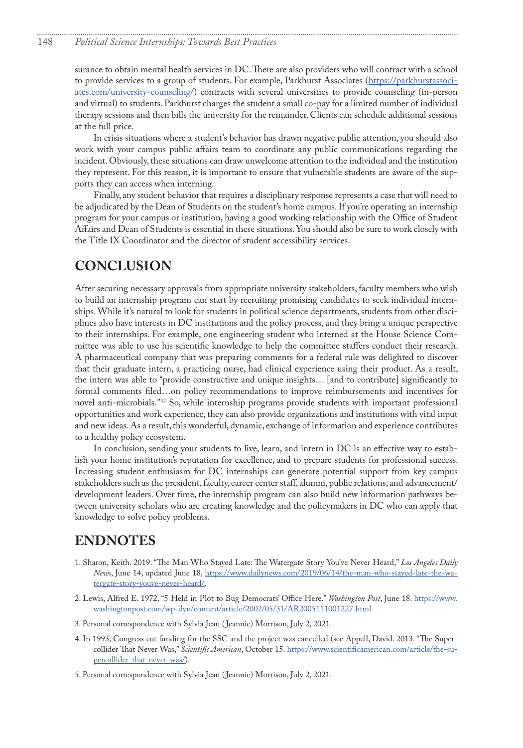surance to obtain mental health services in DC. There are also providers who will contract with a school to provide services to a group of students. For example, Parkhurst Associates (https://parkhurstassociates.com/university-counseling/) contracts with several universities to provide counseling (in-person and virtual) to students. Parkhurst charges the student a small co-pay for a limited number of individual therapy sessions and then bills the university for the remainder. Clients can schedule additional sessions at the full price.

In crisis situations where a student's behavior has drawn negative public attention, you should also work with your campus public affairs team to coordinate any public communications regarding the incident. Obviously, these situations can draw unwelcome attention to the individual and the institution they represent. For this reason, it is important to ensure that vulnerable students are aware of the supports they can access when interning.

Finally, any student behavior that requires a disciplinary response represents a case that will need to be adjudicated by the Dean of Students on the student's home campus. If you're operating an internship program for your campus or institution, having a good working relationship with the Office of Student Affairs and Dean of Students is essential in these situations. You should also be sure to work closely with the Title IX Coordinator and the director of student accessibility services.

## CONCLUSION

After securing necessary approvals from appropriate university stakeholders, faculty members who wish to build an internship program can start by recruiting promising candidates to seek individual internships. While it's natural to look for students in political science departments, students from other disciplines also have interests in DC institutions and the policy process, and they bring a unique perspective to their internships. For example, one engineering student who interned at the House Science Committee was able to use his scientific knowledge to help the committee staffers conduct their research. A pharmaceutical company that was preparing comments for a federal rule was delighted to discover that their graduate intern, a practicing nurse, had clinical experience using their product. As a result, the intern was able to "provide constructive and unique insights… [and to contribute] significantly to formal comments filed…on policy recommendations to improve reimbursements and incentives for novel anti-microbials."[32] So, while internship programs provide students with important professional opportunities and work experience, they can also provide organizations and institutions with vital input and new ideas. As a result, this wonderful, dynamic, exchange of information and experience contributes to a healthy policy ecosystem.

In conclusion, sending your students to live, learn, and intern in DC is an effective way to establish your home institution's reputation for excellence, and to prepare students for professional success. Increasing student enthusiasm for DC internships can generate potential support from key campus stakeholders such as the president, faculty, career center staff, alumni, public relations, and advancement/development leaders. Over time, the internship program can also build new information pathways between university scholars who are creating knowledge and the policymakers in DC who can apply that knowledge to solve policy problems.

## ENDNOTES

1. Sharon, Keith. 2019. "The Man Who Stayed Late: The Watergate Story You've Never Heard," *Los Angeles Daily News*, June 14, updated June 18, https://www.dailynews.com/2019/06/14/the-man-who-stayed-late-the-watergate-story-youve-never-heard/.
2. Lewis, Alfred E. 1972. "5 Held in Plot to Bug Democrats' Office Here." *Washington Post*, June 18. https://www.washingtonpost.com/wp-dyn/content/article/2002/05/31/AR2005111001227.html
3. Personal correspondence with Sylvia Jean (Jeannie) Morrison, July 2, 2021.
4. In 1993, Congress cut funding for the SSC and the project was cancelled (see Appell, David. 2013. "The Supercollider That Never Was," *Scientific American*, October 15. https://www.scientificamerican.com/article/the-supercollider-that-never-was/).
5. Personal correspondence with Sylvia Jean (Jeannie) Morrison, July 2, 2021.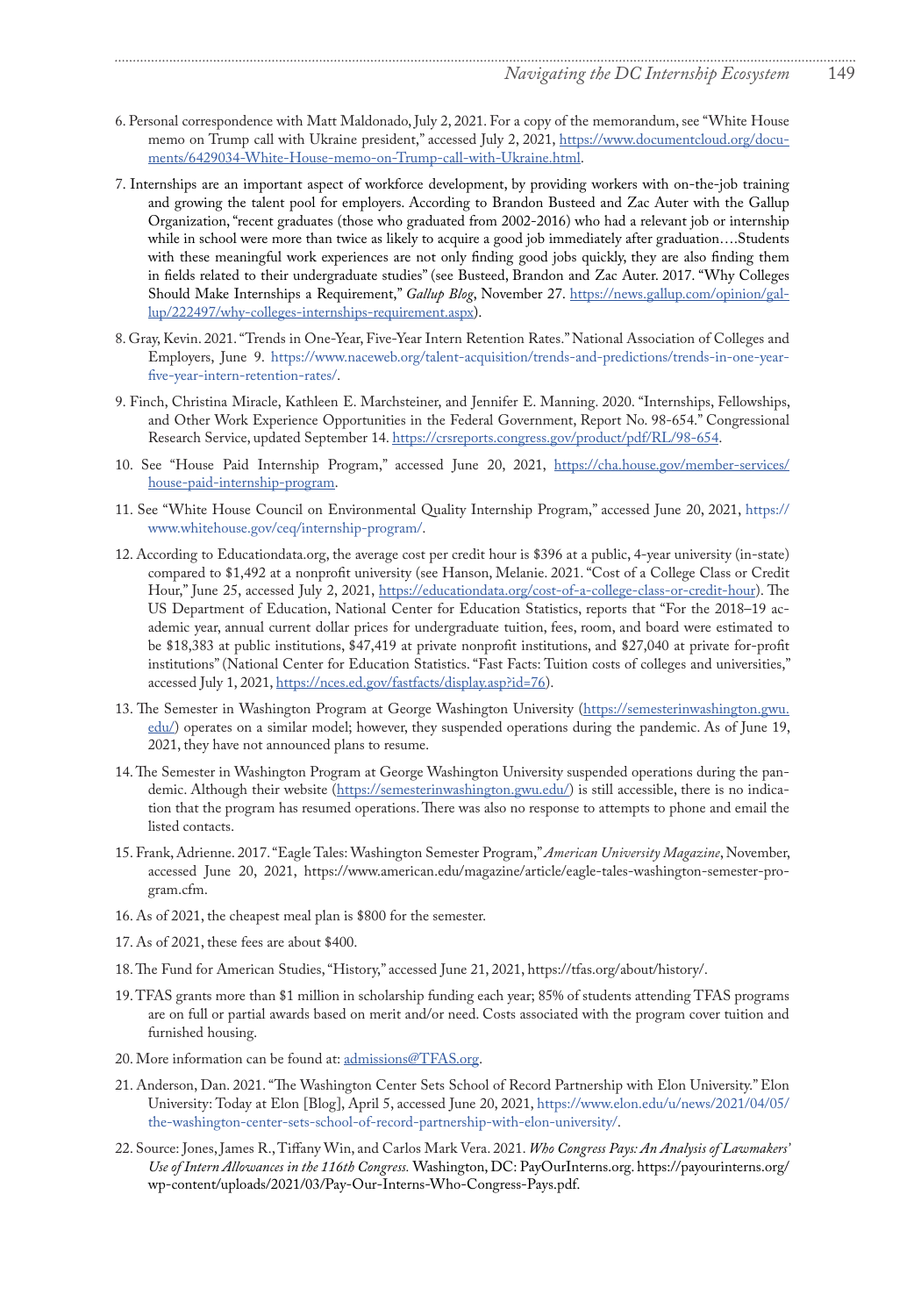6. Personal correspondence with Matt Maldonado, July 2, 2021. For a copy of the memorandum, see "White House memo on Trump call with Ukraine president," accessed July 2, 2021, https://www.documentcloud.org/documents/6429034-White-House-memo-on-Trump-call-with-Ukraine.html.

7. Internships are an important aspect of workforce development, by providing workers with on-the-job training and growing the talent pool for employers. According to Brandon Busteed and Zac Auter with the Gallup Organization, "recent graduates (those who graduated from 2002-2016) who had a relevant job or internship while in school were more than twice as likely to acquire a good job immediately after graduation….Students with these meaningful work experiences are not only finding good jobs quickly, they are also finding them in fields related to their undergraduate studies" (see Busteed, Brandon and Zac Auter. 2017. "Why Colleges Should Make Internships a Requirement," *Gallup Blog*, November 27. https://news.gallup.com/opinion/gallup/222497/why-colleges-internships-requirement.aspx).

8. Gray, Kevin. 2021. "Trends in One-Year, Five-Year Intern Retention Rates." National Association of Colleges and Employers, June 9. https://www.naceweb.org/talent-acquisition/trends-and-predictions/trends-in-one-year-five-year-intern-retention-rates/.

9. Finch, Christina Miracle, Kathleen E. Marchsteiner, and Jennifer E. Manning. 2020. "Internships, Fellowships, and Other Work Experience Opportunities in the Federal Government, Report No. 98-654." Congressional Research Service, updated September 14. https://crsreports.congress.gov/product/pdf/RL/98-654.

10. See "House Paid Internship Program," accessed June 20, 2021, https://cha.house.gov/member-services/house-paid-internship-program.

11. See "White House Council on Environmental Quality Internship Program," accessed June 20, 2021, https://www.whitehouse.gov/ceq/internship-program/.

12. According to Educationdata.org, the average cost per credit hour is $396 at a public, 4-year university (in-state) compared to $1,492 at a nonprofit university (see Hanson, Melanie. 2021. "Cost of a College Class or Credit Hour," June 25, accessed July 2, 2021, https://educationdata.org/cost-of-a-college-class-or-credit-hour). The US Department of Education, National Center for Education Statistics, reports that "For the 2018–19 academic year, annual current dollar prices for undergraduate tuition, fees, room, and board were estimated to be $18,383 at public institutions, $47,419 at private nonprofit institutions, and $27,040 at private for-profit institutions" (National Center for Education Statistics. "Fast Facts: Tuition costs of colleges and universities," accessed July 1, 2021, https://nces.ed.gov/fastfacts/display.asp?id=76).

13. The Semester in Washington Program at George Washington University (https://semesterinwashington.gwu.edu/) operates on a similar model; however, they suspended operations during the pandemic. As of June 19, 2021, they have not announced plans to resume.

14. The Semester in Washington Program at George Washington University suspended operations during the pandemic. Although their website (https://semesterinwashington.gwu.edu/) is still accessible, there is no indication that the program has resumed operations. There was also no response to attempts to phone and email the listed contacts.

15. Frank, Adrienne. 2017. "Eagle Tales: Washington Semester Program," *American University Magazine*, November, accessed June 20, 2021, https://www.american.edu/magazine/article/eagle-tales-washington-semester-program.cfm.

16. As of 2021, the cheapest meal plan is $800 for the semester.

17. As of 2021, these fees are about $400.

18. The Fund for American Studies, "History," accessed June 21, 2021, https://tfas.org/about/history/.

19. TFAS grants more than $1 million in scholarship funding each year; 85% of students attending TFAS programs are on full or partial awards based on merit and/or need. Costs associated with the program cover tuition and furnished housing.

20. More information can be found at: admissions@TFAS.org.

21. Anderson, Dan. 2021. "The Washington Center Sets School of Record Partnership with Elon University." Elon University: Today at Elon [Blog], April 5, accessed June 20, 2021, https://www.elon.edu/u/news/2021/04/05/the-washington-center-sets-school-of-record-partnership-with-elon-university/.

22. Source: Jones, James R., Tiffany Win, and Carlos Mark Vera. 2021. *Who Congress Pays: An Analysis of Lawmakers' Use of Intern Allowances in the 116th Congress.* Washington, DC: PayOurInterns.org. https://payourinterns.org/wp-content/uploads/2021/03/Pay-Our-Interns-Who-Congress-Pays.pdf.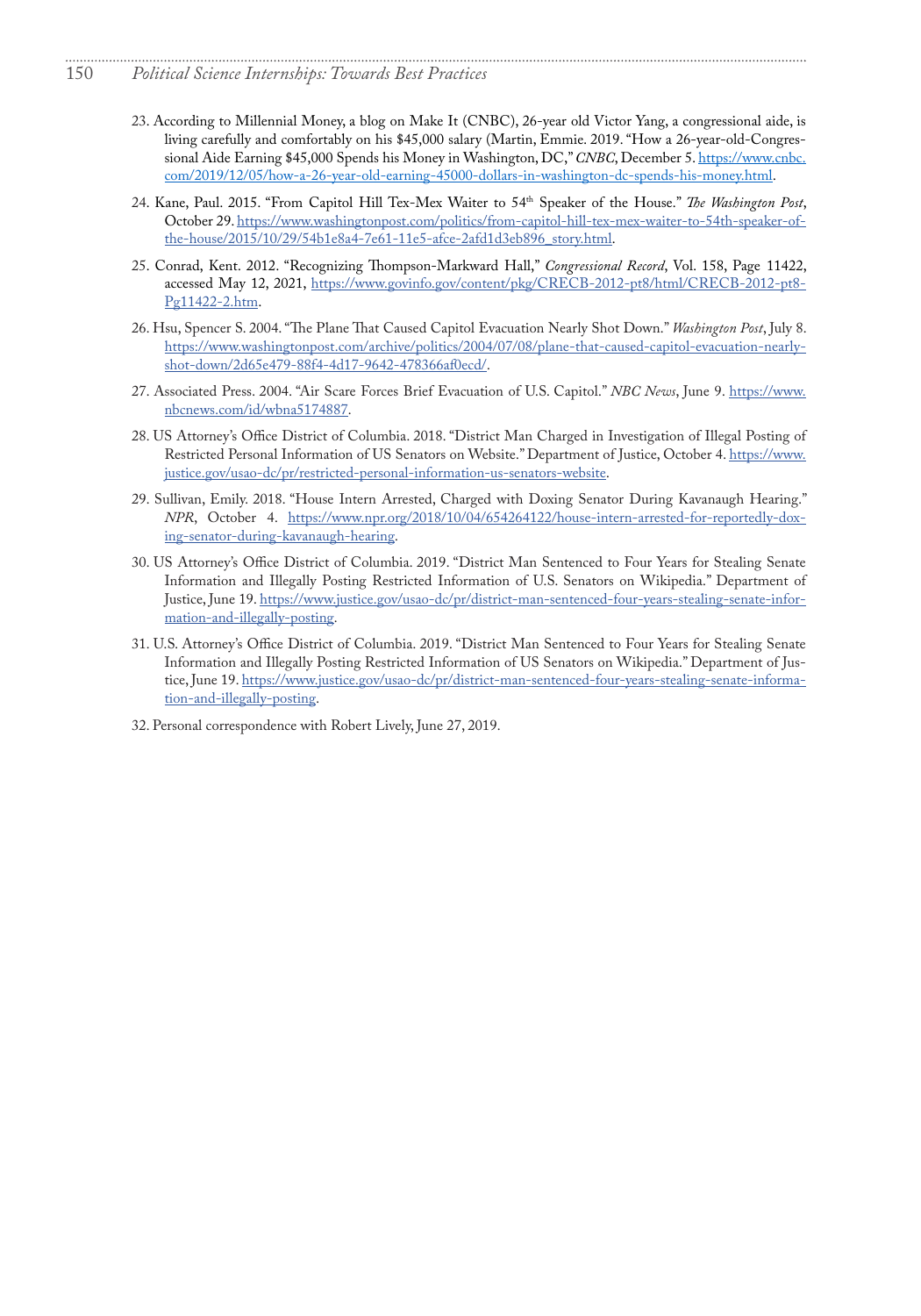23. According to Millennial Money, a blog on Make It (CNBC), 26-year old Victor Yang, a congressional aide, is living carefully and comfortably on his $45,000 salary (Martin, Emmie. 2019. "How a 26-year-old-Congressional Aide Earning $45,000 Spends his Money in Washington, DC," *CNBC*, December 5. https://www.cnbc.com/2019/12/05/how-a-26-year-old-earning-45000-dollars-in-washington-dc-spends-his-money.html.

24. Kane, Paul. 2015. "From Capitol Hill Tex-Mex Waiter to 54th Speaker of the House." *The Washington Post*, October 29. https://www.washingtonpost.com/politics/from-capitol-hill-tex-mex-waiter-to-54th-speaker-of-the-house/2015/10/29/54b1e8a4-7e61-11e5-afce-2afd1d3eb896_story.html.

25. Conrad, Kent. 2012. "Recognizing Thompson-Markward Hall," *Congressional Record*, Vol. 158, Page 11422, accessed May 12, 2021, https://www.govinfo.gov/content/pkg/CRECB-2012-pt8/html/CRECB-2012-pt8-Pg11422-2.htm.

26. Hsu, Spencer S. 2004. "The Plane That Caused Capitol Evacuation Nearly Shot Down." *Washington Post*, July 8. https://www.washingtonpost.com/archive/politics/2004/07/08/plane-that-caused-capitol-evacuation-nearly-shot-down/2d65e479-88f4-4d17-9642-478366af0ecd/.

27. Associated Press. 2004. "Air Scare Forces Brief Evacuation of U.S. Capitol." *NBC News*, June 9. https://www.nbcnews.com/id/wbna5174887.

28. US Attorney's Office District of Columbia. 2018. "District Man Charged in Investigation of Illegal Posting of Restricted Personal Information of US Senators on Website." Department of Justice, October 4. https://www.justice.gov/usao-dc/pr/restricted-personal-information-us-senators-website.

29. Sullivan, Emily. 2018. "House Intern Arrested, Charged with Doxing Senator During Kavanaugh Hearing." *NPR*, October 4. https://www.npr.org/2018/10/04/654264122/house-intern-arrested-for-reportedly-doxing-senator-during-kavanaugh-hearing.

30. US Attorney's Office District of Columbia. 2019. "District Man Sentenced to Four Years for Stealing Senate Information and Illegally Posting Restricted Information of U.S. Senators on Wikipedia." Department of Justice, June 19. https://www.justice.gov/usao-dc/pr/district-man-sentenced-four-years-stealing-senate-information-and-illegally-posting.

31. U.S. Attorney's Office District of Columbia. 2019. "District Man Sentenced to Four Years for Stealing Senate Information and Illegally Posting Restricted Information of US Senators on Wikipedia." Department of Justice, June 19. https://www.justice.gov/usao-dc/pr/district-man-sentenced-four-years-stealing-senate-information-and-illegally-posting.

32. Personal correspondence with Robert Lively, June 27, 2019.